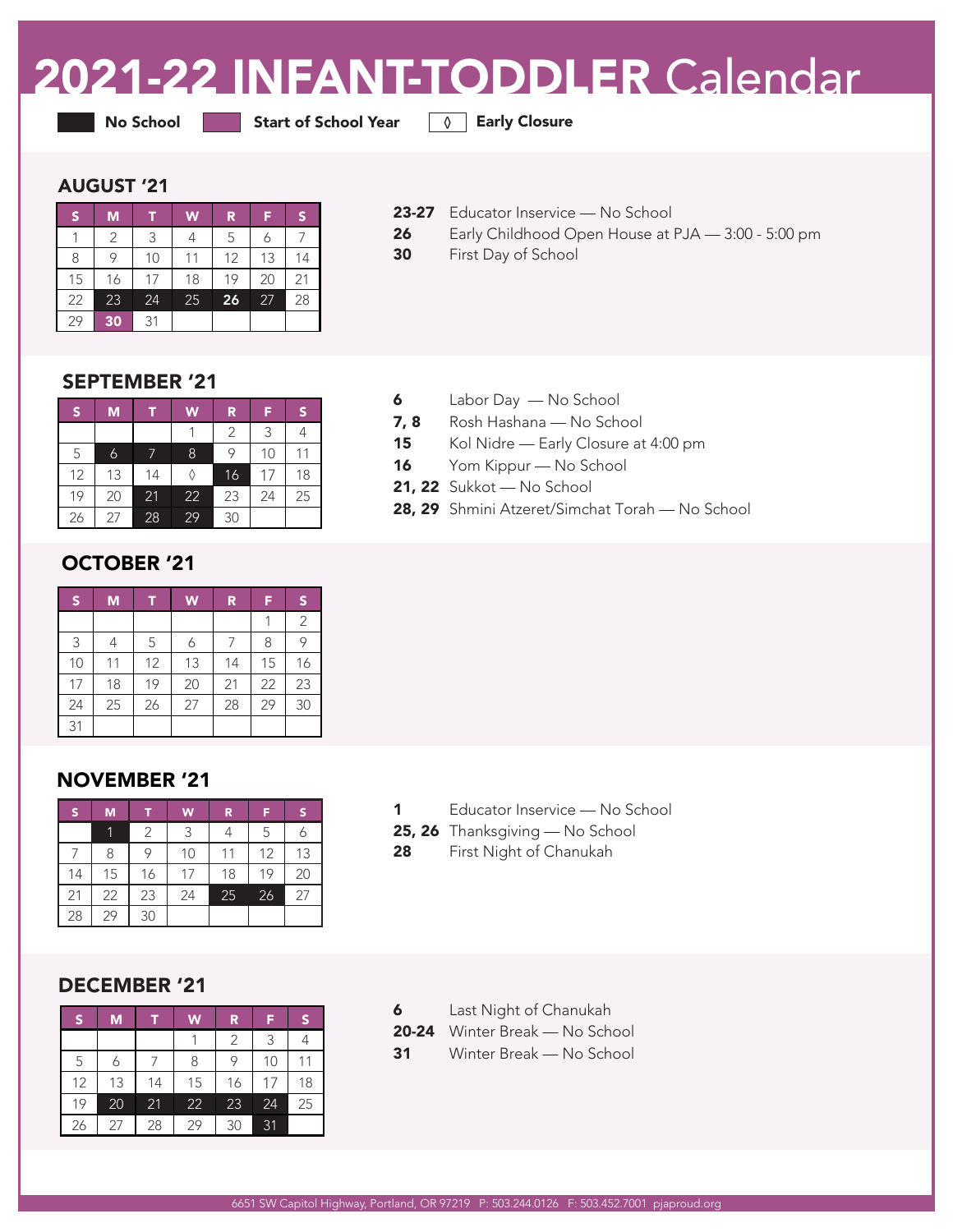# 2021-22 INFANT-TODDLER Calendar

**No School** | **Start of School Year** | ◊ **Early Closure**

## AUGUST '21

| S | M | T | W | R | F | S |
|---|---|---|---|---|---|---|
| 1 | 2 | 3 | 4 | 5 | 6 | 7 |
| 8 | 9 | 10 | 11 | 12 | 13 | 14 |
| 15 | 16 | 17 | 18 | 19 | 20 | 21 |
| 22 | 23 | 24 | 25 | **26** | 27 | 28 |
| 29 | **30** | 31 | | | | |

**23-27** Educator Inservice — No School
**26** Early Childhood Open House at PJA — 3:00 - 5:00 pm
**30** First Day of School

## SEPTEMBER '21

| S | M | T | W | R | F | S |
|---|---|---|---|---|---|---|
| | | | 1 | 2 | 3 | 4 |
| 5 | 6 | 7 | 8 | 9 | 10 | 11 |
| 12 | 13 | 14 | ◊ | 16 | 17 | 18 |
| 19 | 20 | 21 | 22 | 23 | 24 | 25 |
| 26 | 27 | 28 | 29 | 30 | | |

**6** Labor Day — No School
**7, 8** Rosh Hashana — No School
**15** Kol Nidre — Early Closure at 4:00 pm
**16** Yom Kippur — No School
**21, 22** Sukkot — No School
**28, 29** Shmini Atzeret/Simchat Torah — No School

## OCTOBER '21

| S | M | T | W | R | F | S |
|---|---|---|---|---|---|---|
| | | | | | 1 | 2 |
| 3 | 4 | 5 | 6 | 7 | 8 | 9 |
| 10 | 11 | 12 | 13 | 14 | 15 | 16 |
| 17 | 18 | 19 | 20 | 21 | 22 | 23 |
| 24 | 25 | 26 | 27 | 28 | 29 | 30 |
| 31 | | | | | | |

## NOVEMBER '21

| S | M | T | W | R | F | S |
|---|---|---|---|---|---|---|
| | 1 | 2 | 3 | 4 | 5 | 6 |
| 7 | 8 | 9 | 10 | 11 | 12 | 13 |
| 14 | 15 | 16 | 17 | 18 | 19 | 20 |
| 21 | 22 | 23 | 24 | 25 | 26 | 27 |
| 28 | 29 | 30 | | | | |

**1** Educator Inservice — No School
**25, 26** Thanksgiving — No School
**28** First Night of Chanukah

## DECEMBER '21

| S | M | T | W | R | F | S |
|---|---|---|---|---|---|---|
| | | | 1 | 2 | 3 | 4 |
| 5 | 6 | 7 | 8 | 9 | 10 | 11 |
| 12 | 13 | 14 | 15 | 16 | 17 | 18 |
| 19 | 20 | 21 | 22 | 23 | 24 | 25 |
| 26 | 27 | 28 | 29 | 30 | 31 | |

**6** Last Night of Chanukah
**20-24** Winter Break — No School
**31** Winter Break — No School

6651 SW Capitol Highway, Portland, OR 97219 P: 503.244.0126 F: 503.452.7001 pjaproud.org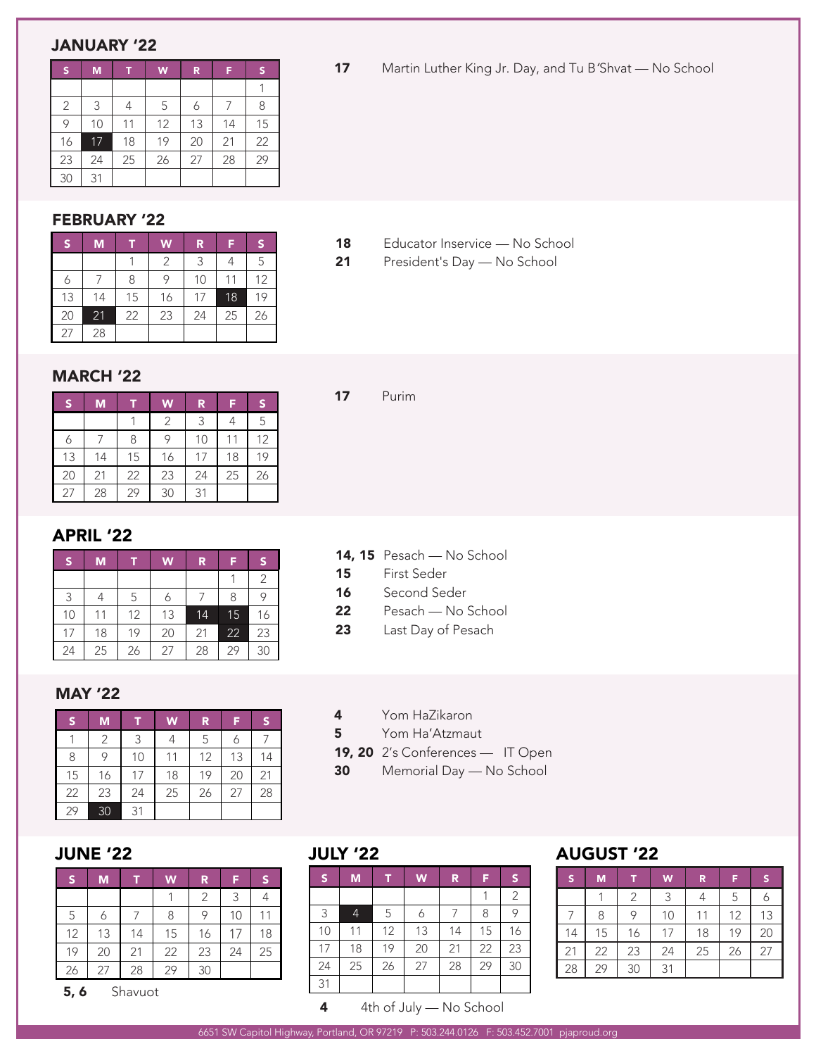## JANUARY '22

| S | M | T | W | R | F | S |
|---|---|---|---|---|---|---|
| | | | | | | 1 |
| 2 | 3 | 4 | 5 | 6 | 7 | 8 |
| 9 | 10 | 11 | 12 | 13 | 14 | 15 |
| 16 | 17 | 18 | 19 | 20 | 21 | 22 |
| 23 | 24 | 25 | 26 | 27 | 28 | 29 |
| 30 | 31 | | | | | |

**17** Martin Luther King Jr. Day, and Tu B'Shvat — No School

## FEBRUARY '22

| S | M | T | W | R | F | S |
|---|---|---|---|---|---|---|
| | | 1 | 2 | 3 | 4 | 5 |
| 6 | 7 | 8 | 9 | 10 | 11 | 12 |
| 13 | 14 | 15 | 16 | 17 | 18 | 19 |
| 20 | 21 | 22 | 23 | 24 | 25 | 26 |
| 27 | 28 | | | | | |

**18** Educator Inservice — No School
**21** President's Day — No School

## MARCH '22

| S | M | T | W | R | F | S |
|---|---|---|---|---|---|---|
| | | 1 | 2 | 3 | 4 | 5 |
| 6 | 7 | 8 | 9 | 10 | 11 | 12 |
| 13 | 14 | 15 | 16 | 17 | 18 | 19 |
| 20 | 21 | 22 | 23 | 24 | 25 | 26 |
| 27 | 28 | 29 | 30 | 31 | | |

**17** Purim

## APRIL '22

| S | M | T | W | R | F | S |
|---|---|---|---|---|---|---|
| | | | | | 1 | 2 |
| 3 | 4 | 5 | 6 | 7 | 8 | 9 |
| 10 | 11 | 12 | 13 | 14 | 15 | 16 |
| 17 | 18 | 19 | 20 | 21 | 22 | 23 |
| 24 | 25 | 26 | 27 | 28 | 29 | 30 |

**14, 15** Pesach — No School
**15** First Seder
**16** Second Seder
**22** Pesach — No School
**23** Last Day of Pesach

## MAY '22

| S | M | T | W | R | F | S |
|---|---|---|---|---|---|---|
| 1 | 2 | 3 | 4 | 5 | 6 | 7 |
| 8 | 9 | 10 | 11 | 12 | 13 | 14 |
| 15 | 16 | 17 | 18 | 19 | 20 | 21 |
| 22 | 23 | 24 | 25 | 26 | 27 | 28 |
| 29 | 30 | 31 | | | | |

**4** Yom HaZikaron
**5** Yom Ha'Atzmaut
**19, 20** 2's Conferences — IT Open
**30** Memorial Day — No School

## JUNE '22

| S | M | T | W | R | F | S |
|---|---|---|---|---|---|---|
| | | | 1 | 2 | 3 | 4 |
| 5 | 6 | 7 | 8 | 9 | 10 | 11 |
| 12 | 13 | 14 | 15 | 16 | 17 | 18 |
| 19 | 20 | 21 | 22 | 23 | 24 | 25 |
| 26 | 27 | 28 | 29 | 30 | | |

**5, 6** Shavuot

## JULY '22

| S | M | T | W | R | F | S |
|---|---|---|---|---|---|---|
| | | | | | 1 | 2 |
| 3 | 4 | 5 | 6 | 7 | 8 | 9 |
| 10 | 11 | 12 | 13 | 14 | 15 | 16 |
| 17 | 18 | 19 | 20 | 21 | 22 | 23 |
| 24 | 25 | 26 | 27 | 28 | 29 | 30 |
| 31 | | | | | | |

**4** 4th of July — No School

## AUGUST '22

| S | M | T | W | R | F | S |
|---|---|---|---|---|---|---|
| | 1 | 2 | 3 | 4 | 5 | 6 |
| 7 | 8 | 9 | 10 | 11 | 12 | 13 |
| 14 | 15 | 16 | 17 | 18 | 19 | 20 |
| 21 | 22 | 23 | 24 | 25 | 26 | 27 |
| 28 | 29 | 30 | 31 | | | |

6651 SW Capitol Highway, Portland, OR 97219 P: 503.244.0126 F: 503.452.7001 pjaproud.org